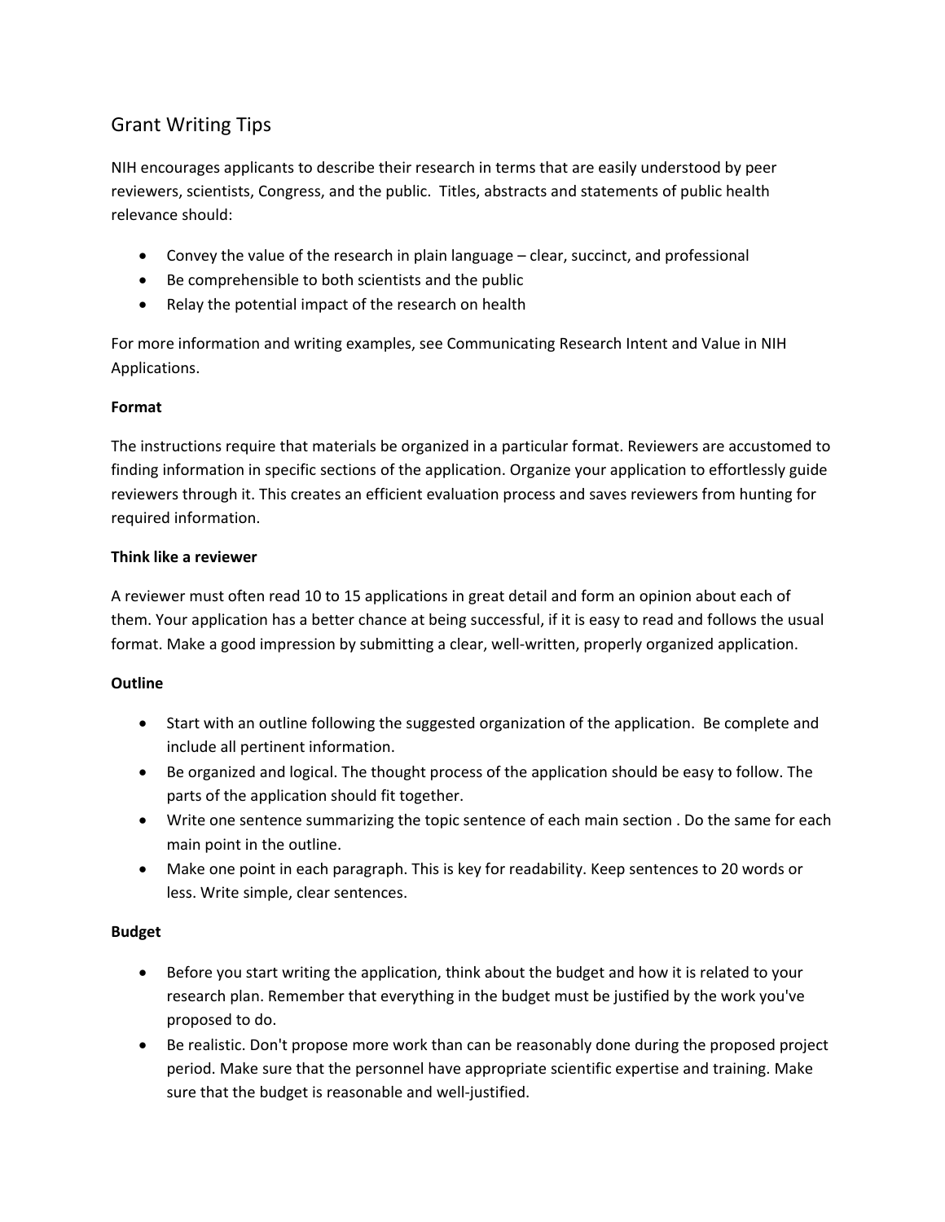# Grant Writing Tips

NIH encourages applicants to describe their research in terms that are easily understood by peer reviewers, scientists, Congress, and the public. Titles, abstracts and statements of public health relevance should:

- Convey the value of the research in plain language – clear, succinct, and professional
- Be comprehensible to both scientists and the public
- Relay the potential impact of the research on health

For more information and writing examples, see Communicating Research Intent and Value in NIH Applications.

**Format**

The instructions require that materials be organized in a particular format. Reviewers are accustomed to finding information in specific sections of the application. Organize your application to effortlessly guide reviewers through it. This creates an efficient evaluation process and saves reviewers from hunting for required information.

**Think like a reviewer**

A reviewer must often read 10 to 15 applications in great detail and form an opinion about each of them. Your application has a better chance at being successful, if it is easy to read and follows the usual format. Make a good impression by submitting a clear, well-written, properly organized application.

**Outline**

- Start with an outline following the suggested organization of the application. Be complete and include all pertinent information.
- Be organized and logical. The thought process of the application should be easy to follow. The parts of the application should fit together.
- Write one sentence summarizing the topic sentence of each main section . Do the same for each main point in the outline.
- Make one point in each paragraph. This is key for readability. Keep sentences to 20 words or less. Write simple, clear sentences.

**Budget**

- Before you start writing the application, think about the budget and how it is related to your research plan. Remember that everything in the budget must be justified by the work you've proposed to do.
- Be realistic. Don't propose more work than can be reasonably done during the proposed project period. Make sure that the personnel have appropriate scientific expertise and training. Make sure that the budget is reasonable and well-justified.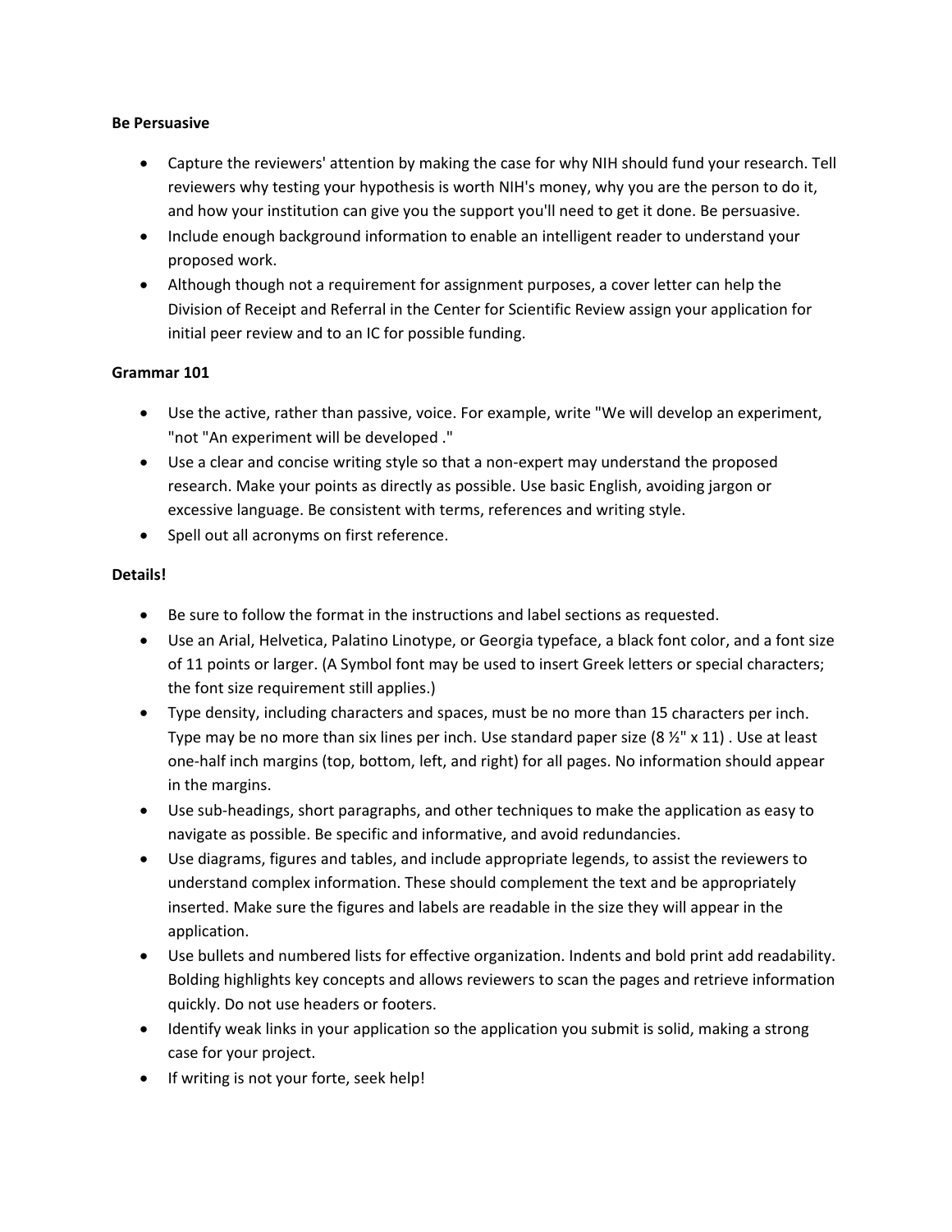**Be Persuasive**

- Capture the reviewers' attention by making the case for why NIH should fund your research. Tell reviewers why testing your hypothesis is worth NIH's money, why you are the person to do it, and how your institution can give you the support you'll need to get it done. Be persuasive.
- Include enough background information to enable an intelligent reader to understand your proposed work.
- Although though not a requirement for assignment purposes, a cover letter can help the Division of Receipt and Referral in the Center for Scientific Review assign your application for initial peer review and to an IC for possible funding.

**Grammar 101**

- Use the active, rather than passive, voice. For example, write "We will develop an experiment, "not "An experiment will be developed ."
- Use a clear and concise writing style so that a non-expert may understand the proposed research. Make your points as directly as possible. Use basic English, avoiding jargon or excessive language. Be consistent with terms, references and writing style.
- Spell out all acronyms on first reference.

**Details!**

- Be sure to follow the format in the instructions and label sections as requested.
- Use an Arial, Helvetica, Palatino Linotype, or Georgia typeface, a black font color, and a font size of 11 points or larger. (A Symbol font may be used to insert Greek letters or special characters; the font size requirement still applies.)
- Type density, including characters and spaces, must be no more than 15 characters per inch. Type may be no more than six lines per inch. Use standard paper size (8 ½" x 11) . Use at least one-half inch margins (top, bottom, left, and right) for all pages. No information should appear in the margins.
- Use sub-headings, short paragraphs, and other techniques to make the application as easy to navigate as possible. Be specific and informative, and avoid redundancies.
- Use diagrams, figures and tables, and include appropriate legends, to assist the reviewers to understand complex information. These should complement the text and be appropriately inserted. Make sure the figures and labels are readable in the size they will appear in the application.
- Use bullets and numbered lists for effective organization. Indents and bold print add readability. Bolding highlights key concepts and allows reviewers to scan the pages and retrieve information quickly. Do not use headers or footers.
- Identify weak links in your application so the application you submit is solid, making a strong case for your project.
- If writing is not your forte, seek help!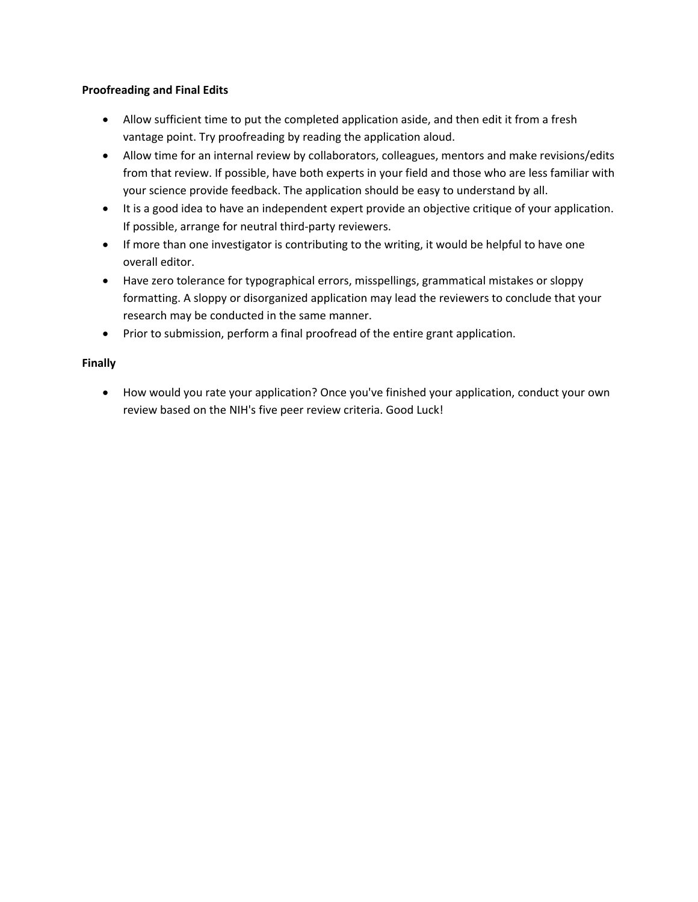**Proofreading and Final Edits**

- Allow sufficient time to put the completed application aside, and then edit it from a fresh vantage point. Try proofreading by reading the application aloud.
- Allow time for an internal review by collaborators, colleagues, mentors and make revisions/edits from that review. If possible, have both experts in your field and those who are less familiar with your science provide feedback. The application should be easy to understand by all.
- It is a good idea to have an independent expert provide an objective critique of your application. If possible, arrange for neutral third-party reviewers.
- If more than one investigator is contributing to the writing, it would be helpful to have one overall editor.
- Have zero tolerance for typographical errors, misspellings, grammatical mistakes or sloppy formatting. A sloppy or disorganized application may lead the reviewers to conclude that your research may be conducted in the same manner.
- Prior to submission, perform a final proofread of the entire grant application.

**Finally**

- How would you rate your application? Once you've finished your application, conduct your own review based on the NIH's five peer review criteria. Good Luck!